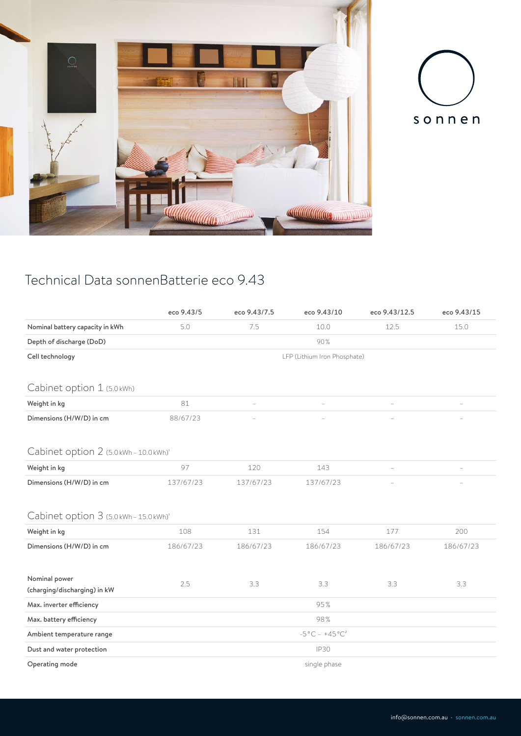sonnen

# Technical Data sonnenBatterie eco 9.43

| | eco 9.43/5 | eco 9.43/7.5 | eco 9.43/10 | eco 9.43/12.5 | eco 9.43/15 |
|---|---|---|---|---|---|
| Nominal battery capacity in kWh | 5.0 | 7.5 | 10.0 | 12.5 | 15.0 |
| Depth of discharge (DoD) | | | 90% | | |
| Cell technology | | | LFP (Lithium Iron Phosphate) | | |

## Cabinet option 1 (5.0 kWh)

| | eco 9.43/5 | eco 9.43/7.5 | eco 9.43/10 | eco 9.43/12.5 | eco 9.43/15 |
|---|---|---|---|---|---|
| Weight in kg | 81 | – | – | – | – |
| Dimensions (H/W/D) in cm | 88/67/23 | – | – | – | – |

## Cabinet option 2 (5.0 kWh – 10.0 kWh)[1]

| | eco 9.43/5 | eco 9.43/7.5 | eco 9.43/10 | eco 9.43/12.5 | eco 9.43/15 |
|---|---|---|---|---|---|
| Weight in kg | 97 | 120 | 143 | – | – |
| Dimensions (H/W/D) in cm | 137/67/23 | 137/67/23 | 137/67/23 | – | – |

## Cabinet option 3 (5.0 kWh – 15.0 kWh)[1]

| | eco 9.43/5 | eco 9.43/7.5 | eco 9.43/10 | eco 9.43/12.5 | eco 9.43/15 |
|---|---|---|---|---|---|
| Weight in kg | 108 | 131 | 154 | 177 | 200 |
| Dimensions (H/W/D) in cm | 186/67/23 | 186/67/23 | 186/67/23 | 186/67/23 | 186/67/23 |

| | eco 9.43/5 | eco 9.43/7.5 | eco 9.43/10 | eco 9.43/12.5 | eco 9.43/15 |
|---|---|---|---|---|---|
| Nominal power (charging/discharging) in kW | 2.5 | 3.3 | 3.3 | 3.3 | 3.3 |
| Max. inverter efficiency | | | 95% | | |
| Max. battery efficiency | | | 98% | | |
| Ambient temperature range | | | -5 °C – +45 °C[2] | | |
| Dust and water protection | | | IP30 | | |
| Operating mode | | | single phase | | |

info@sonnen.com.au · sonnen.com.au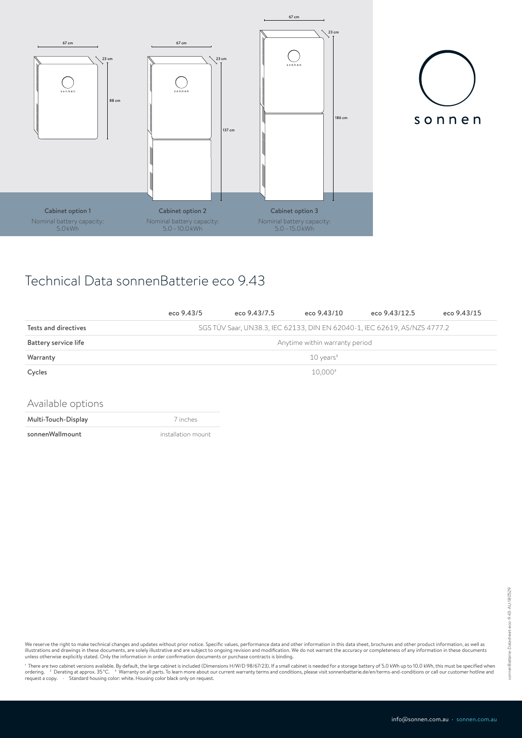67 cm
23 cm
88 cm

67 cm
23 cm
137 cm

67 cm
23 cm
186 cm

sonnen

Cabinet option 1
Nominal battery capacity:
5.0 kWh

Cabinet option 2
Nominal battery capacity:
5.0 – 10.0 kWh

Cabinet option 3
Nominal battery capacity:
5.0 – 15.0 kWh

# Technical Data sonnenBatterie eco 9.43

| | eco 9.43/5 | eco 9.43/7.5 | eco 9.43/10 | eco 9.43/12.5 | eco 9.43/15 |
|---|---|---|---|---|---|
| Tests and directives | SGS TÜV Saar, UN38.3, IEC 62133, DIN EN 62040-1, IEC 62619, AS/NZS 4777.2 | | | | |
| Battery service life | Anytime within warranty period | | | | |
| Warranty | 10 years[3] | | | | |
| Cycles | 10,000[3] | | | | |

## Available options

| | |
|---|---|
| Multi-Touch-Display | 7 inches |
| sonnenWallmount | installation mount |

We reserve the right to make technical changes and updates without prior notice. Specific values, performance data and other information in this data sheet, brochures and other product information, as well as illustrations and drawings in these documents, are solely illustrative and are subject to ongoing revision and modification. We do not warrant the accuracy or completeness of any information in these documents unless otherwise explicitly stated. Only the information in order confirmation documents or purchase contracts is binding.

[1] There are two cabinet versions available. By default, the large cabinet is included (Dimensions H/W/D 98/67/23). If a small cabinet is needed for a storage battery of 5.0 kWh up to 10.0 kWh, this must be specified when ordering. [2] Derating at approx. 35 °C. [3] Warranty on all parts. To learn more about our current warranty terms and conditions, please visit sonnenbatterie.de/en/terms-and-conditions or call our customer hotline and request a copy. · Standard housing color: white. Housing color black only on request.

sonnenBatterie-Datasheet-eco 9.43-AU-180529

info@sonnen.com.au · sonnen.com.au